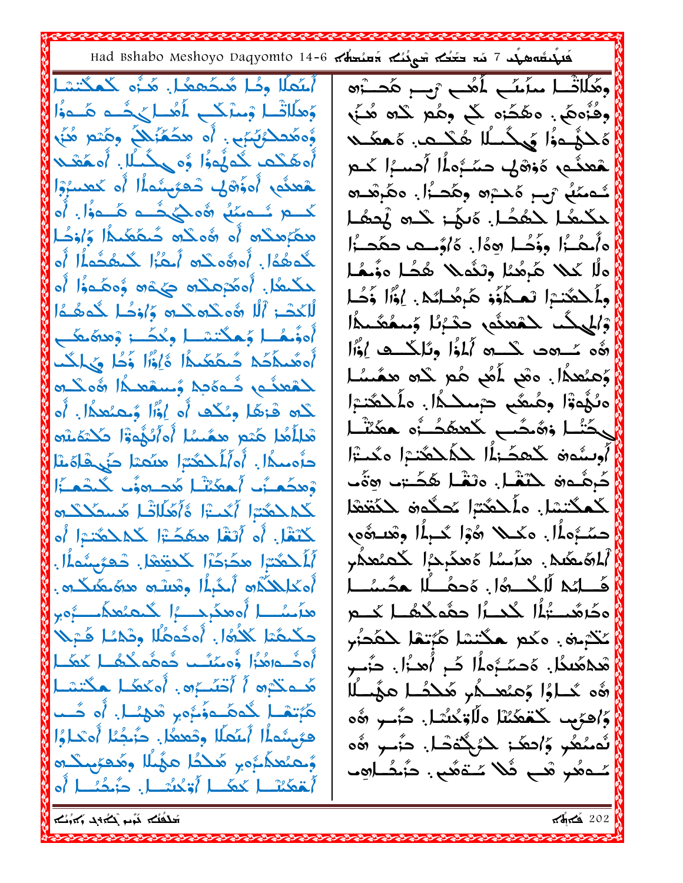ܘܗܳܠܶܝܢ ܡܰܪ̈ܢܝܳܬܳܐ ܐܰܡܺܝܢ ܪܺܝܫ ܡܫܰܚܬܶܗ
ܘܦܽܘܩܕܳܢܶܗ. ܘܡܫܰܠܡܺܝܢ ܠܟ ܘܡܘܬ ܠܗ ܚܢܢ
ܘܠܓܘܢܐ ܦܓܪܢܝܐ ܚܫܝܒܝܢ. ܘܡܫܬܠܚ
ܡܢܗܘܢ ܘܡܬܝܗܒ ܒܡܫܝܚܘܬܐ ܐܚܪܢܐ ܠܗܘܢ
ܫܘܡܠܝ ܪܝܫ ܟܗܢܘܬܗ ܘܡܫܪܢ. ܘܡܫܡܫܢܗ
ܠܡܛܝܒܘ ܠܟܢܘܫܐ. ܘܫܕܪ ܠܗ ܠܥܠܡܐ
ܘܐܦܝܢ ܘܪܘܚܐ ܡܕܝܪܐ. ܘܐܘܪܚ ܠܡܪܕܝܬܐ
ܘܠܐ ܥܠܠ ܡܢܝܢܐ ܘܢܗܘܐ ܗܘܐ ܘܪܡܐ
ܘܠܟܗܢܐ ܠܡܥܒܕ ܡܨܠܝܢ. ܐܝܟ ܕܐ
ܘܐܠܗܐ ܠܫܡܝܐ ܒܬܫܒܘܚܬܐ ܘܡܫܟܢܬܐ
ܗܘ ܕܐܦ ܠܗ ܐܠܗܐ ܘܬܫܒܘܚܬܐ ܐܝܟ
ܘܡܫܡܫܢܐ. ܘܗܘ ܐܡܝܢ ܗܘ ܠܗ ܡܫܡܫܢܐ
ܘܢܗܘܐ ܘܡܫܡܫ ܒܡܫܝܚܐ. ܘܠܟܗܢܘܬܐ

أسقفا ولا شمّاسا. لأنه لكهنوت
وحلاوة روحانية أكثر من هذه
ومختلفة. أو مختلفة وليس لها
أو لكهنوت وجسد روحانية. أو لغير
الشعب أو لقوم منهم من يريد أو لعلم
كل شعب بالشعب ولكنه أو
محبته أو بعضهم لكنيسة والجماعة
للكنيسة. أو لكهنوتهم وكل منهم أو
للكنيسة. أو عظمته كهنوت وعلماء أو
للكهنة آلا بعضه ولا بعضهم
أو بعضها وكهنوت وأسقف وشمامسة
أو كلمة للكنيسة وكلها كهنوت
للشعب فيه وشمامسة كلهم
كله بعضها وكل أو لكل ومعلمين. أو
للكنيسة ومن ملكوت أو كهنوت لكنيسة
كاملة. أو كهنوتهم وشعبهم في الكنيسة
وهكذا أنهم هم كلهم للكنيسة
كل الكهنة أكثر وأعمال الكهنة
كنيسة. أو أيضا كهنوت الكهنة أو
للكهنوت والكهنوت للكنيسة. كهنوتهم.
أو كلهم بالكهنوت وكهنوت.
شمامسة أو شعب للكهنوت
كنيسة الله. أو كهنوت وكنيسة كهنوت
أو كهنوت وكهنوت كلهم كنيسة
شعبهم أو أكثر. أو كهنوت كهنوتهم
كهنة للكهنوت كهنوت. أو كل
كهنوتهم أسقفا وشعبا. كهنوت أو كلهم
وكهنوتهم كهنوت كنيسة وكهنوتهم
أسقفية كنيسة أو كهنوت. كهنوت أو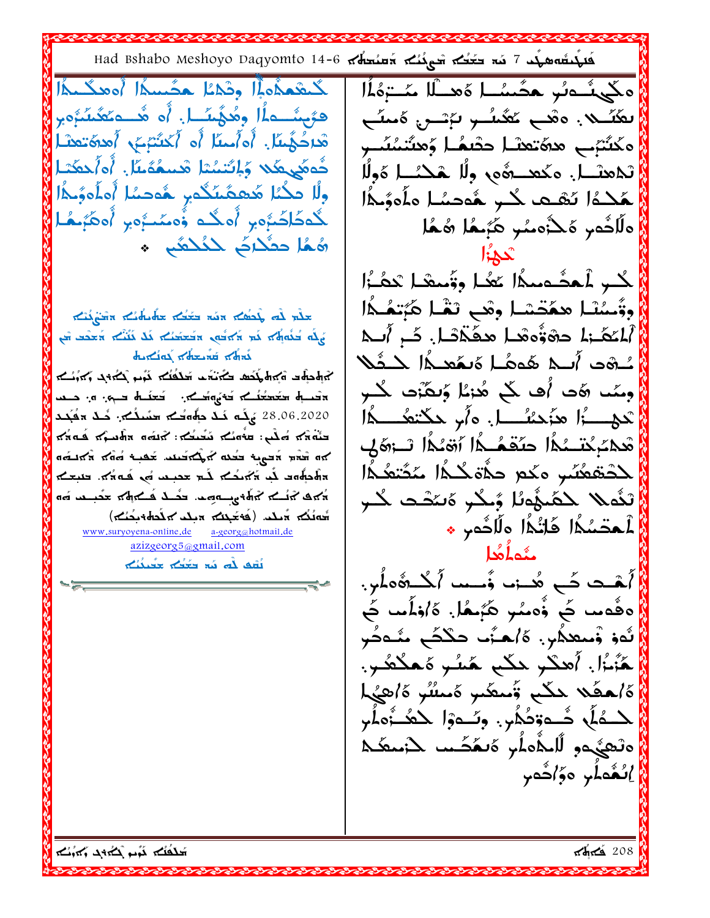ܘܡܟܝܠ ܫܘܝܢ ܡܣܒܣܐ ܘܡܠܐ ܡܬܩܪܒܐ
ܠܟܢܫܐ. ܘܗܢܘܢ ܟܠܗܘܢ ܕܝܢܐ ܘܡܢܝܢ
ܘܟܠܗܝܢ ܡܫܡܫܢܐ ܕܒܝܬܐ ܘܡܢܬܪܢܝܢ
ܠܥܡܡܐ. ܘܡܟܪܙܝܢ ܘܠܐ ܫܠܝܐ ܘܠܐ
ܫܠܡܐ ܢܦܫ ܟܠ ܫܘܒܚܐ ܘܬܘܕܝܬܐ
ܘܠܐܒܘܟ ܘܠܪܘܚܟ ܩܕܝܫܐ ܗܫܐ

**ܬܘܒ**

ܟܠ ܥܡܘܕܐ ܕܥܒܐ ܕܢܘܗܪܐ ܩܪܝܬܐ
ܕܢܘܗܪܐ ܡܫܒܚܐ ܕܗܘ ܩܘܡܐ ܕܩܕܡܝܐ
ܐܠܗܐ ܕܡܥܒܕ ܡܚܝܠܐ. ܟܕ ܐܝܟ
ܫܘܪ ܐܝܟ ܥܡܘܕܐ ܘܥܡܕܐ ܠܟܠ
ܘܟܠ ܗܘ ܐܦ ܠܟ ܡܪܝܐ ܘܒܥܝܢ ܠܟ
ܟܢܫܐ ܡܪܢܝܐ. ܘܐܦ ܒܟܠܢܟܐ
ܡܫܡܫܢܐ ܕܢܦܫܐ ܐܡܝܢܐ ܬܗܘܐ
ܠܕܝܠܢܝ ܘܡܢ ܒܪܟܬܐ ܡܫܒܚܬܐ
ܢܦܫ ܠܡܫܝܚܐ ܘܢܚܘ ܘܢܬܒܥܐ ܟܠ
ܐܒܘܢܐ ܦܪܘܩܐ ܘܠܐܒܘܟ ❖

**ܡܐܡܪܐ**

ܐܢܬ ܗܘ ܡܪܝܐ ܕܚܝܠܐ ܐܠܗܘܬܐ.
ܘܫܘܝ ܗܘ ܩܢܘܡܐ ܡܪܝܡܐ. ܘܐܦܝܢ ܗܘ
ܢܗܪ ܩܕܝܫܐ. ܘܐܡܪ ܕܠܟ ܡܢܐ
ܡܪܝܐ. ܐܠܗܐ ܕܟܠ ܚܝܐ ܘܡܠܟܘܬܐ.
ܘܐܠܗܐ ܕܟܠ ܩܕܝܫܐ ܘܫܠܝܚܐ ܘܐܦܝܢ
ܠܟܠܗ ܥܘܡܪܐ. ܘܢܘܚܐ ܠܟܠ ܡܚܘܢܐ
ܘܢܬܒܥܘܢ ܐܠܗܐ ܘܡܫܝܚܐ ܠܡܫܬܡܫ
ܐܢܫܐ ܘܐܒܘܢ

ܟܫܘܒܚܐ ܘܬܘܕܝܬܐ ܡܫܒܚܐ ܐܘܡܢܘܬܐ
ܦܪܘܫܘܬܐ ܘܩܘܕܫܐ. ܐܘ ܡܕܡ ܕܩܢܘܡܐ
ܫܠܝܚܐ. ܐܘ ܐܢܫܐ ܐܘ ܕܟܢܝܫܐ ܐܘܕܝܐ
ܩܕܝܫܐ ܘܡܫܡܫܢܐ ܕܥܘܡܪܐ. ܐܘ ܟܢܫܐ
ܘܠܐ ܒܟܠ ܡܕܡ ܕܡܨܠܝܢ ܡܫܒܚܐ ܐܘܡܢܘܬܐ
ܠܡܫܘܕܥܘ ܐܘܟܠ ܘܡܬܚܙܝܢ ܐܘܡܢܘܬܐ
ܗܫܐ ܒܥܠܡܐ ܠܥܠܡܝܢ ❖

ܫܠܡ ܠܗ ܦܢܩܝܬܐ ܕܚܕ ܒܫܒܐ ܡܫܝܐ ܕܩܝܡܬܐ
ܕܝܠܗ ܕܡܬܩܪܝܐ ܒܝܘܡܐ ܕܥܕܬܐ ܕܡܪܢ
ܡܢ ܟܬܒܐ ܕܚܕܒܫܒܐ ܕܩܝܡܬܐ
ܡܬܬܩܢܐ ܒܝܕ ܥܒܕܐ ܡܚܝܠܐ ܥܙܝܙ ܓܘܪܓܝܣ ܐܫܘܪܝܐ
ܕܒܝܬ ܡܬܡܨܝܢܐ ܕܐܪܘܦܐ. ܫܢܬܐ ܕܡܪܢ ܘܐ
ܝܘܡܐ 28.06.2020 ܒܝܕ ܟܬܒܐ ܕܫܘܪܝܐ. ܥܠ ܕܘܟܬܐ
ܕܒܗ ܐܬܟܬܒ: ܕܝܠܗ ܕܡܫܝܚܐ: ܟܠܗܝܢ ܕܡܚܝܠܐ ܦܠܓܐ
ܟܕ ܡܢ ܟܬܒܐ ܕܥܕܬܐ ܣܘܪܝܝܬܐ. ܥܒܕܐ ܡܚܝܠܐ ܘܚܛܝܐ
ܕܡܬܩܪܐ ܠܗ ܐܫܘܪܝܐ ܠܗ ܥܙܝܙ ܓܘܪܓܝܣ. ܘܒܥܐ ܡܢ ܦܪܘܩܐ
ܕܢܚܘܐ ܥܠܘܗܝ ܡܪܚܡܢܘܬܐ. ܘܠܟܠ ܦܪܘܩܐ ܥܡܗ ܗܘ
ܣܘܪܝܝܐ ܐܝܠܝܢ (ܡܫܬܡܠܝܢ ܒܠܫܢܐ ܣܘܪܝܝܐ)

www.suryoyena-online.de    a-georg@hotmail.de

azizgeorg5@gmail.com

ܫܘܒܚܐ ܠܗ ܠܐܠܗܐ ܡܫܒܚܐ